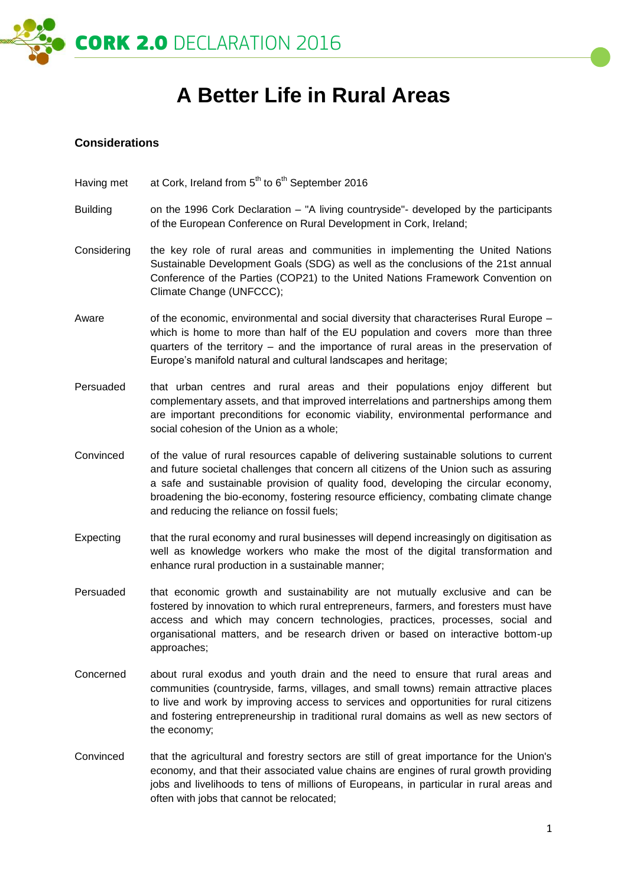# A Better Life in Rural Areas

## Considerations

**Having met** at Cork, Ireland from 5th to 6th September 2016

**Building** on the 1996 Cork Declaration – "A living countryside"- developed by the participants of the European Conference on Rural Development in Cork, Ireland;

**Considering** the key role of rural areas and communities in implementing the United Nations Sustainable Development Goals (SDG) as well as the conclusions of the 21st annual Conference of the Parties (COP21) to the United Nations Framework Convention on Climate Change (UNFCCC);

**Aware** of the economic, environmental and social diversity that characterises Rural Europe – which is home to more than half of the EU population and covers more than three quarters of the territory – and the importance of rural areas in the preservation of Europe's manifold natural and cultural landscapes and heritage;

**Persuaded** that urban centres and rural areas and their populations enjoy different but complementary assets, and that improved interrelations and partnerships among them are important preconditions for economic viability, environmental performance and social cohesion of the Union as a whole;

**Convinced** of the value of rural resources capable of delivering sustainable solutions to current and future societal challenges that concern all citizens of the Union such as assuring a safe and sustainable provision of quality food, developing the circular economy, broadening the bio-economy, fostering resource efficiency, combating climate change and reducing the reliance on fossil fuels;

**Expecting** that the rural economy and rural businesses will depend increasingly on digitisation as well as knowledge workers who make the most of the digital transformation and enhance rural production in a sustainable manner;

**Persuaded** that economic growth and sustainability are not mutually exclusive and can be fostered by innovation to which rural entrepreneurs, farmers, and foresters must have access and which may concern technologies, practices, processes, social and organisational matters, and be research driven or based on interactive bottom-up approaches;

**Concerned** about rural exodus and youth drain and the need to ensure that rural areas and communities (countryside, farms, villages, and small towns) remain attractive places to live and work by improving access to services and opportunities for rural citizens and fostering entrepreneurship in traditional rural domains as well as new sectors of the economy;

**Convinced** that the agricultural and forestry sectors are still of great importance for the Union's economy, and that their associated value chains are engines of rural growth providing jobs and livelihoods to tens of millions of Europeans, in particular in rural areas and often with jobs that cannot be relocated;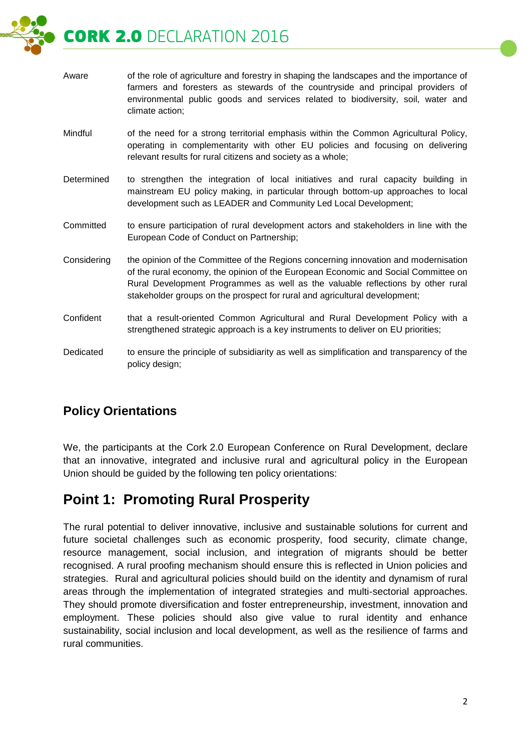Aware of the role of agriculture and forestry in shaping the landscapes and the importance of farmers and foresters as stewards of the countryside and principal providers of environmental public goods and services related to biodiversity, soil, water and climate action;

Mindful of the need for a strong territorial emphasis within the Common Agricultural Policy, operating in complementarity with other EU policies and focusing on delivering relevant results for rural citizens and society as a whole;

Determined to strengthen the integration of local initiatives and rural capacity building in mainstream EU policy making, in particular through bottom-up approaches to local development such as LEADER and Community Led Local Development;

Committed to ensure participation of rural development actors and stakeholders in line with the European Code of Conduct on Partnership;

Considering the opinion of the Committee of the Regions concerning innovation and modernisation of the rural economy, the opinion of the European Economic and Social Committee on Rural Development Programmes as well as the valuable reflections by other rural stakeholder groups on the prospect for rural and agricultural development;

Confident that a result-oriented Common Agricultural and Rural Development Policy with a strengthened strategic approach is a key instruments to deliver on EU priorities;

Dedicated to ensure the principle of subsidiarity as well as simplification and transparency of the policy design;

## Policy Orientations

We, the participants at the Cork 2.0 European Conference on Rural Development, declare that an innovative, integrated and inclusive rural and agricultural policy in the European Union should be guided by the following ten policy orientations:

## Point 1: Promoting Rural Prosperity

The rural potential to deliver innovative, inclusive and sustainable solutions for current and future societal challenges such as economic prosperity, food security, climate change, resource management, social inclusion, and integration of migrants should be better recognised. A rural proofing mechanism should ensure this is reflected in Union policies and strategies. Rural and agricultural policies should build on the identity and dynamism of rural areas through the implementation of integrated strategies and multi-sectorial approaches. They should promote diversification and foster entrepreneurship, investment, innovation and employment. These policies should also give value to rural identity and enhance sustainability, social inclusion and local development, as well as the resilience of farms and rural communities.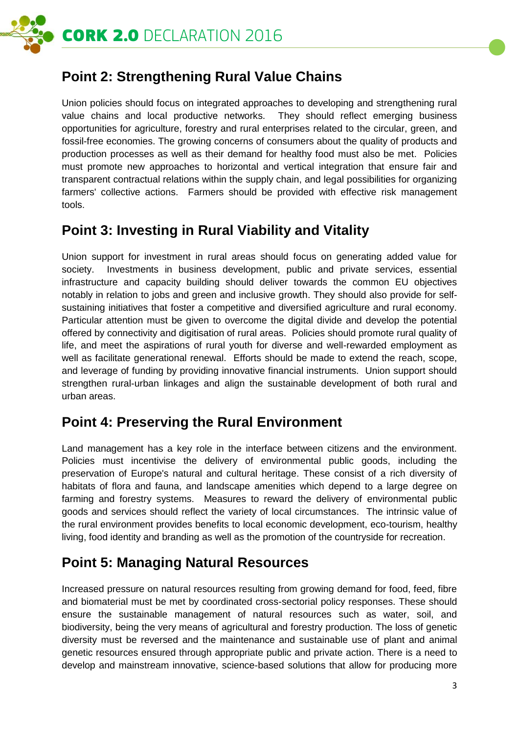## Point 2: Strengthening Rural Value Chains

Union policies should focus on integrated approaches to developing and strengthening rural value chains and local productive networks. They should reflect emerging business opportunities for agriculture, forestry and rural enterprises related to the circular, green, and fossil-free economies. The growing concerns of consumers about the quality of products and production processes as well as their demand for healthy food must also be met. Policies must promote new approaches to horizontal and vertical integration that ensure fair and transparent contractual relations within the supply chain, and legal possibilities for organizing farmers' collective actions. Farmers should be provided with effective risk management tools.

## Point 3: Investing in Rural Viability and Vitality

Union support for investment in rural areas should focus on generating added value for society. Investments in business development, public and private services, essential infrastructure and capacity building should deliver towards the common EU objectives notably in relation to jobs and green and inclusive growth. They should also provide for self-sustaining initiatives that foster a competitive and diversified agriculture and rural economy. Particular attention must be given to overcome the digital divide and develop the potential offered by connectivity and digitisation of rural areas. Policies should promote rural quality of life, and meet the aspirations of rural youth for diverse and well-rewarded employment as well as facilitate generational renewal. Efforts should be made to extend the reach, scope, and leverage of funding by providing innovative financial instruments. Union support should strengthen rural-urban linkages and align the sustainable development of both rural and urban areas.

## Point 4: Preserving the Rural Environment

Land management has a key role in the interface between citizens and the environment. Policies must incentivise the delivery of environmental public goods, including the preservation of Europe's natural and cultural heritage. These consist of a rich diversity of habitats of flora and fauna, and landscape amenities which depend to a large degree on farming and forestry systems. Measures to reward the delivery of environmental public goods and services should reflect the variety of local circumstances. The intrinsic value of the rural environment provides benefits to local economic development, eco-tourism, healthy living, food identity and branding as well as the promotion of the countryside for recreation.

## Point 5: Managing Natural Resources

Increased pressure on natural resources resulting from growing demand for food, feed, fibre and biomaterial must be met by coordinated cross-sectorial policy responses. These should ensure the sustainable management of natural resources such as water, soil, and biodiversity, being the very means of agricultural and forestry production. The loss of genetic diversity must be reversed and the maintenance and sustainable use of plant and animal genetic resources ensured through appropriate public and private action. There is a need to develop and mainstream innovative, science-based solutions that allow for producing more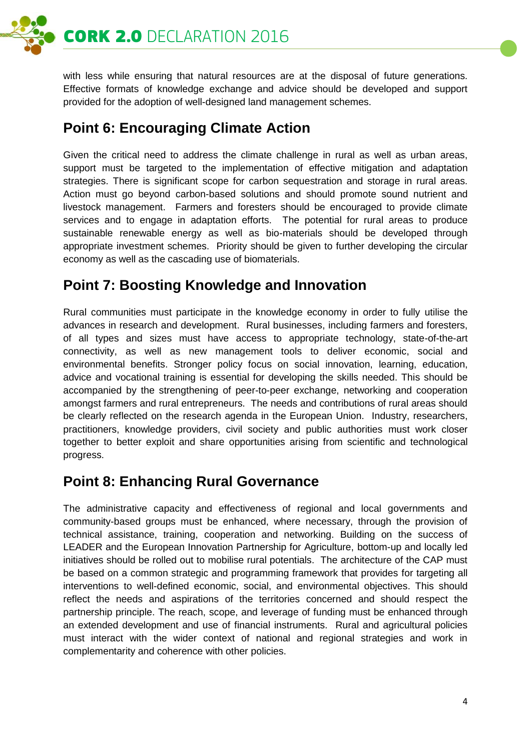with less while ensuring that natural resources are at the disposal of future generations. Effective formats of knowledge exchange and advice should be developed and support provided for the adoption of well-designed land management schemes.

## Point 6: Encouraging Climate Action

Given the critical need to address the climate challenge in rural as well as urban areas, support must be targeted to the implementation of effective mitigation and adaptation strategies. There is significant scope for carbon sequestration and storage in rural areas. Action must go beyond carbon-based solutions and should promote sound nutrient and livestock management. Farmers and foresters should be encouraged to provide climate services and to engage in adaptation efforts. The potential for rural areas to produce sustainable renewable energy as well as bio-materials should be developed through appropriate investment schemes. Priority should be given to further developing the circular economy as well as the cascading use of biomaterials.

## Point 7: Boosting Knowledge and Innovation

Rural communities must participate in the knowledge economy in order to fully utilise the advances in research and development. Rural businesses, including farmers and foresters, of all types and sizes must have access to appropriate technology, state-of-the-art connectivity, as well as new management tools to deliver economic, social and environmental benefits. Stronger policy focus on social innovation, learning, education, advice and vocational training is essential for developing the skills needed. This should be accompanied by the strengthening of peer-to-peer exchange, networking and cooperation amongst farmers and rural entrepreneurs. The needs and contributions of rural areas should be clearly reflected on the research agenda in the European Union. Industry, researchers, practitioners, knowledge providers, civil society and public authorities must work closer together to better exploit and share opportunities arising from scientific and technological progress.

## Point 8: Enhancing Rural Governance

The administrative capacity and effectiveness of regional and local governments and community-based groups must be enhanced, where necessary, through the provision of technical assistance, training, cooperation and networking. Building on the success of LEADER and the European Innovation Partnership for Agriculture, bottom-up and locally led initiatives should be rolled out to mobilise rural potentials. The architecture of the CAP must be based on a common strategic and programming framework that provides for targeting all interventions to well-defined economic, social, and environmental objectives. This should reflect the needs and aspirations of the territories concerned and should respect the partnership principle. The reach, scope, and leverage of funding must be enhanced through an extended development and use of financial instruments. Rural and agricultural policies must interact with the wider context of national and regional strategies and work in complementarity and coherence with other policies.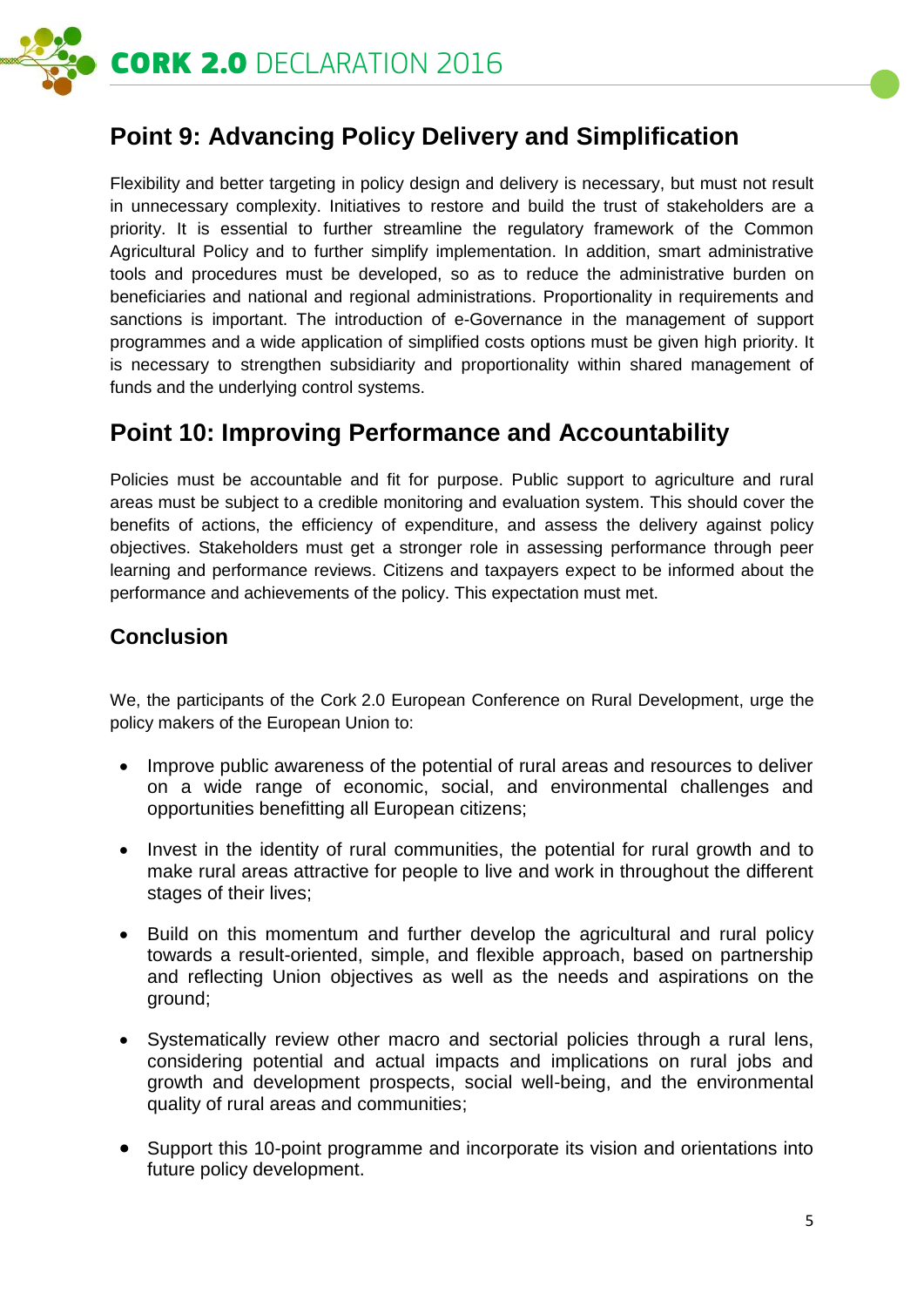## Point 9: Advancing Policy Delivery and Simplification

Flexibility and better targeting in policy design and delivery is necessary, but must not result in unnecessary complexity. Initiatives to restore and build the trust of stakeholders are a priority. It is essential to further streamline the regulatory framework of the Common Agricultural Policy and to further simplify implementation. In addition, smart administrative tools and procedures must be developed, so as to reduce the administrative burden on beneficiaries and national and regional administrations. Proportionality in requirements and sanctions is important. The introduction of e-Governance in the management of support programmes and a wide application of simplified costs options must be given high priority. It is necessary to strengthen subsidiarity and proportionality within shared management of funds and the underlying control systems.

## Point 10: Improving Performance and Accountability

Policies must be accountable and fit for purpose. Public support to agriculture and rural areas must be subject to a credible monitoring and evaluation system. This should cover the benefits of actions, the efficiency of expenditure, and assess the delivery against policy objectives. Stakeholders must get a stronger role in assessing performance through peer learning and performance reviews. Citizens and taxpayers expect to be informed about the performance and achievements of the policy. This expectation must met.

### Conclusion

We, the participants of the Cork 2.0 European Conference on Rural Development, urge the policy makers of the European Union to:

- Improve public awareness of the potential of rural areas and resources to deliver on a wide range of economic, social, and environmental challenges and opportunities benefitting all European citizens;
- Invest in the identity of rural communities, the potential for rural growth and to make rural areas attractive for people to live and work in throughout the different stages of their lives;
- Build on this momentum and further develop the agricultural and rural policy towards a result-oriented, simple, and flexible approach, based on partnership and reflecting Union objectives as well as the needs and aspirations on the ground;
- Systematically review other macro and sectorial policies through a rural lens, considering potential and actual impacts and implications on rural jobs and growth and development prospects, social well-being, and the environmental quality of rural areas and communities;
- Support this 10-point programme and incorporate its vision and orientations into future policy development.